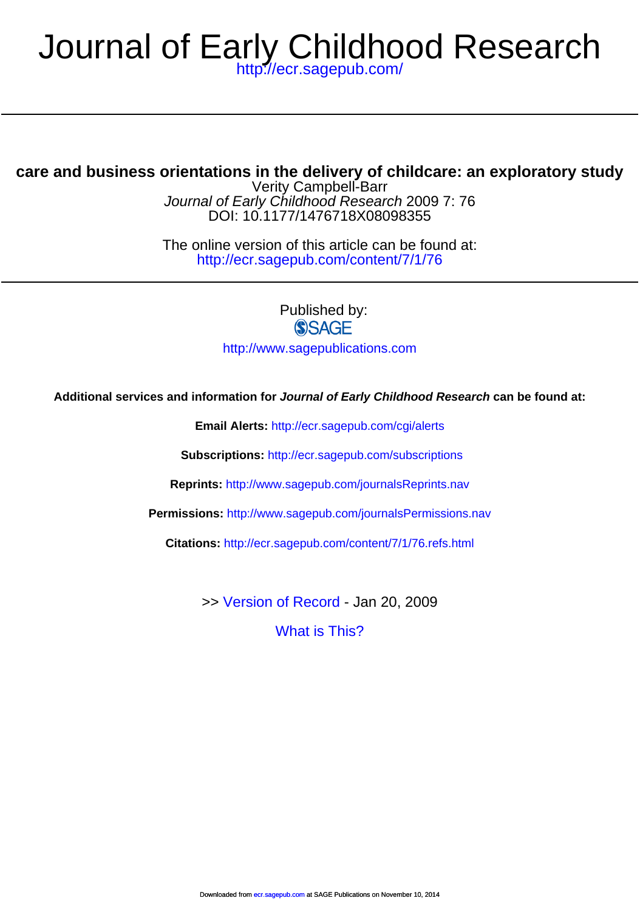# Journal of Early Childhood Research

http://ecr.sagepub.com/

## care and business orientations in the delivery of childcare: an exploratory study

Verity Campbell-Barr

*Journal of Early Childhood Research* 2009 7: 76

DOI: 10.1177/1476718X08098355

The online version of this article can be found at:

http://ecr.sagepub.com/content/7/1/76

Published by:

SAGE

http://www.sagepublications.com

**Additional services and information for *Journal of Early Childhood Research* can be found at:**

**Email Alerts:** http://ecr.sagepub.com/cgi/alerts

**Subscriptions:** http://ecr.sagepub.com/subscriptions

**Reprints:** http://www.sagepub.com/journalsReprints.nav

**Permissions:** http://www.sagepub.com/journalsPermissions.nav

**Citations:** http://ecr.sagepub.com/content/7/1/76.refs.html

>> Version of Record - Jan 20, 2009

What is This?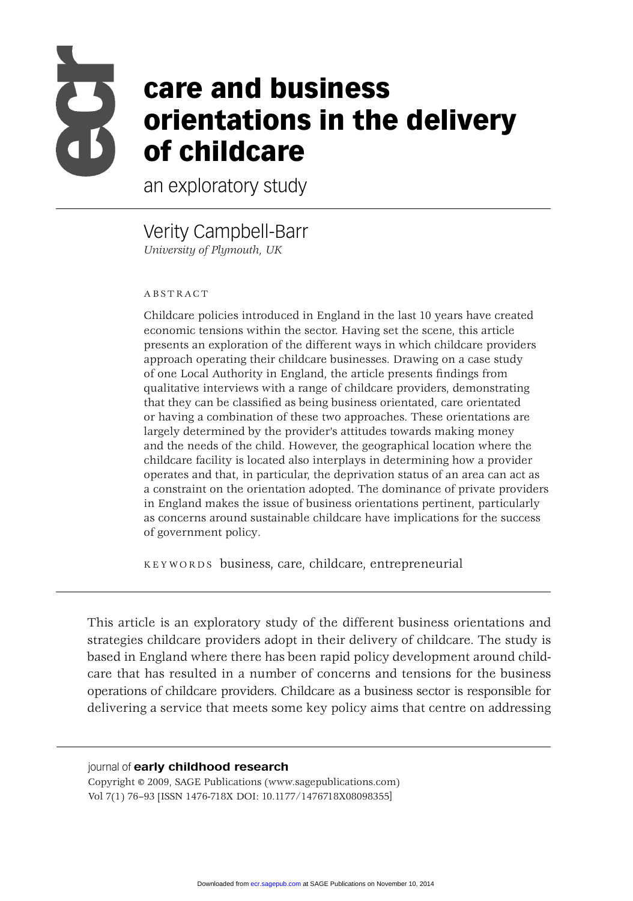# care and business orientations in the delivery of childcare

an exploratory study

Verity Campbell-Barr

*University of Plymouth, UK*

ABSTRACT

Childcare policies introduced in England in the last 10 years have created economic tensions within the sector. Having set the scene, this article presents an exploration of the different ways in which childcare providers approach operating their childcare businesses. Drawing on a case study of one Local Authority in England, the article presents findings from qualitative interviews with a range of childcare providers, demonstrating that they can be classified as being business orientated, care orientated or having a combination of these two approaches. These orientations are largely determined by the provider's attitudes towards making money and the needs of the child. However, the geographical location where the childcare facility is located also interplays in determining how a provider operates and that, in particular, the deprivation status of an area can act as a constraint on the orientation adopted. The dominance of private providers in England makes the issue of business orientations pertinent, particularly as concerns around sustainable childcare have implications for the success of government policy.

KEYWORDS business, care, childcare, entrepreneurial

This article is an exploratory study of the different business orientations and strategies childcare providers adopt in their delivery of childcare. The study is based in England where there has been rapid policy development around childcare that has resulted in a number of concerns and tensions for the business operations of childcare providers. Childcare as a business sector is responsible for delivering a service that meets some key policy aims that centre on addressing

journal of **early childhood research**
Copyright © 2009, SAGE Publications (www.sagepublications.com)
Vol 7(1) 76–93 [ISSN 1476-718X DOI: 10.1177/1476718X08098355]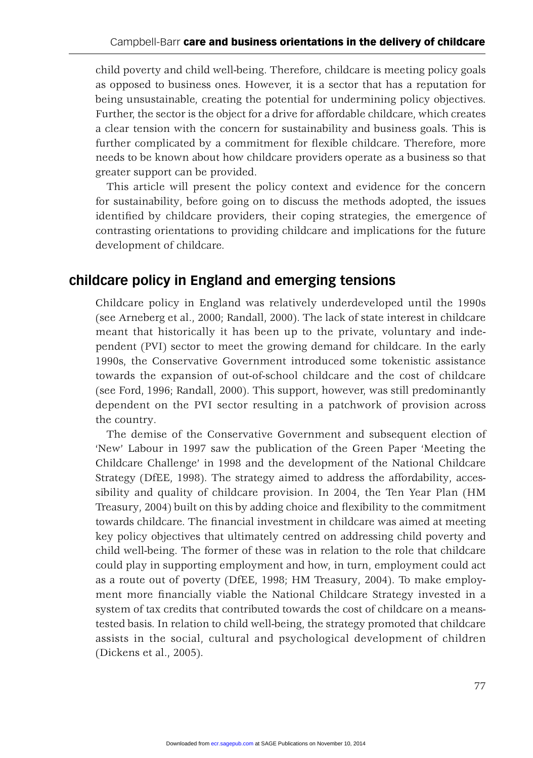child poverty and child well-being. Therefore, childcare is meeting policy goals as opposed to business ones. However, it is a sector that has a reputation for being unsustainable, creating the potential for undermining policy objectives. Further, the sector is the object for a drive for affordable childcare, which creates a clear tension with the concern for sustainability and business goals. This is further complicated by a commitment for flexible childcare. Therefore, more needs to be known about how childcare providers operate as a business so that greater support can be provided.

This article will present the policy context and evidence for the concern for sustainability, before going on to discuss the methods adopted, the issues identified by childcare providers, their coping strategies, the emergence of contrasting orientations to providing childcare and implications for the future development of childcare.

## childcare policy in England and emerging tensions

Childcare policy in England was relatively underdeveloped until the 1990s (see Arneberg et al., 2000; Randall, 2000). The lack of state interest in childcare meant that historically it has been up to the private, voluntary and independent (PVI) sector to meet the growing demand for childcare. In the early 1990s, the Conservative Government introduced some tokenistic assistance towards the expansion of out-of-school childcare and the cost of childcare (see Ford, 1996; Randall, 2000). This support, however, was still predominantly dependent on the PVI sector resulting in a patchwork of provision across the country.

The demise of the Conservative Government and subsequent election of 'New' Labour in 1997 saw the publication of the Green Paper 'Meeting the Childcare Challenge' in 1998 and the development of the National Childcare Strategy (DfEE, 1998). The strategy aimed to address the affordability, accessibility and quality of childcare provision. In 2004, the Ten Year Plan (HM Treasury, 2004) built on this by adding choice and flexibility to the commitment towards childcare. The financial investment in childcare was aimed at meeting key policy objectives that ultimately centred on addressing child poverty and child well-being. The former of these was in relation to the role that childcare could play in supporting employment and how, in turn, employment could act as a route out of poverty (DfEE, 1998; HM Treasury, 2004). To make employment more financially viable the National Childcare Strategy invested in a system of tax credits that contributed towards the cost of childcare on a means-tested basis. In relation to child well-being, the strategy promoted that childcare assists in the social, cultural and psychological development of children (Dickens et al., 2005).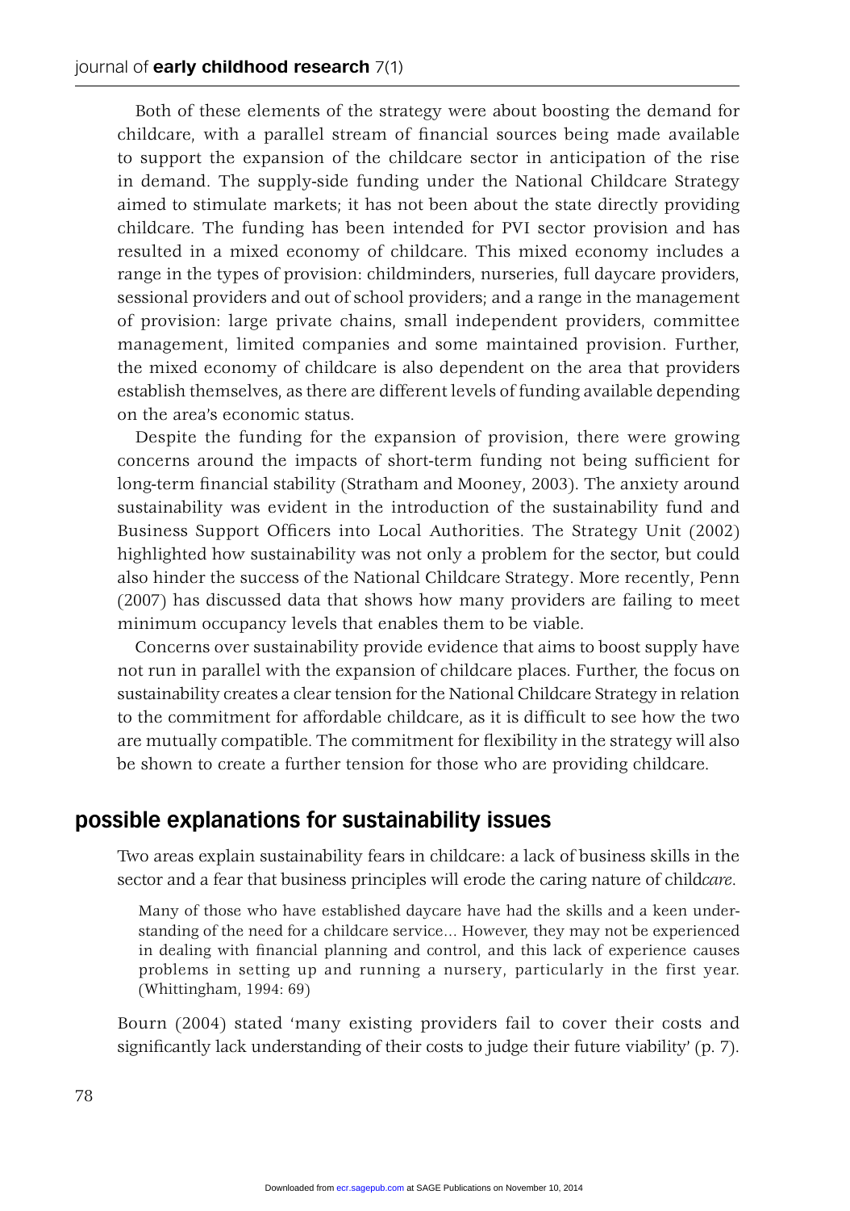Both of these elements of the strategy were about boosting the demand for childcare, with a parallel stream of financial sources being made available to support the expansion of the childcare sector in anticipation of the rise in demand. The supply-side funding under the National Childcare Strategy aimed to stimulate markets; it has not been about the state directly providing childcare. The funding has been intended for PVI sector provision and has resulted in a mixed economy of childcare. This mixed economy includes a range in the types of provision: childminders, nurseries, full daycare providers, sessional providers and out of school providers; and a range in the management of provision: large private chains, small independent providers, committee management, limited companies and some maintained provision. Further, the mixed economy of childcare is also dependent on the area that providers establish themselves, as there are different levels of funding available depending on the area's economic status.

Despite the funding for the expansion of provision, there were growing concerns around the impacts of short-term funding not being sufficient for long-term financial stability (Stratham and Mooney, 2003). The anxiety around sustainability was evident in the introduction of the sustainability fund and Business Support Officers into Local Authorities. The Strategy Unit (2002) highlighted how sustainability was not only a problem for the sector, but could also hinder the success of the National Childcare Strategy. More recently, Penn (2007) has discussed data that shows how many providers are failing to meet minimum occupancy levels that enables them to be viable.

Concerns over sustainability provide evidence that aims to boost supply have not run in parallel with the expansion of childcare places. Further, the focus on sustainability creates a clear tension for the National Childcare Strategy in relation to the commitment for affordable childcare, as it is difficult to see how the two are mutually compatible. The commitment for flexibility in the strategy will also be shown to create a further tension for those who are providing childcare.

## possible explanations for sustainability issues

Two areas explain sustainability fears in childcare: a lack of business skills in the sector and a fear that business principles will erode the caring nature of child*care*.

> Many of those who have established daycare have had the skills and a keen understanding of the need for a childcare service... However, they may not be experienced in dealing with financial planning and control, and this lack of experience causes problems in setting up and running a nursery, particularly in the first year. (Whittingham, 1994: 69)

Bourn (2004) stated 'many existing providers fail to cover their costs and significantly lack understanding of their costs to judge their future viability' (p. 7).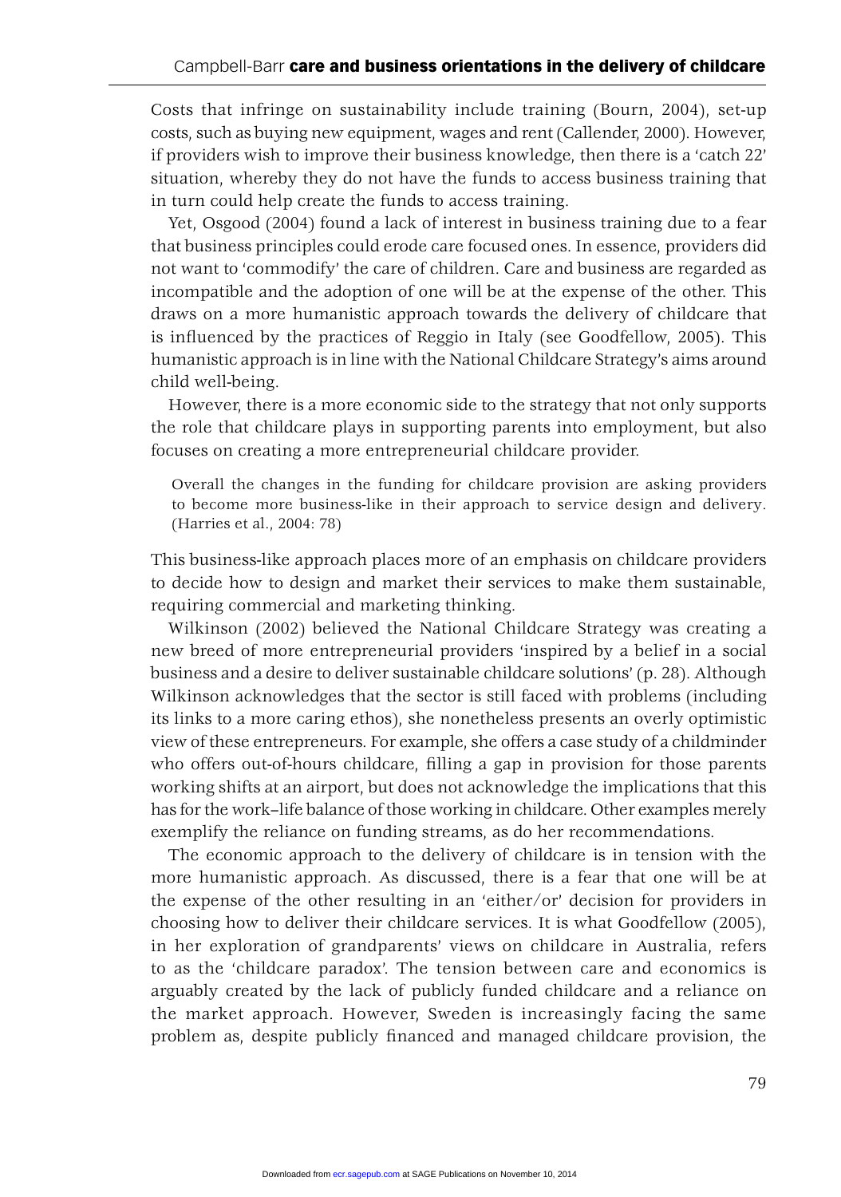Costs that infringe on sustainability include training (Bourn, 2004), set-up costs, such as buying new equipment, wages and rent (Callender, 2000). However, if providers wish to improve their business knowledge, then there is a 'catch 22' situation, whereby they do not have the funds to access business training that in turn could help create the funds to access training.

Yet, Osgood (2004) found a lack of interest in business training due to a fear that business principles could erode care focused ones. In essence, providers did not want to 'commodify' the care of children. Care and business are regarded as incompatible and the adoption of one will be at the expense of the other. This draws on a more humanistic approach towards the delivery of childcare that is influenced by the practices of Reggio in Italy (see Goodfellow, 2005). This humanistic approach is in line with the National Childcare Strategy's aims around child well-being.

However, there is a more economic side to the strategy that not only supports the role that childcare plays in supporting parents into employment, but also focuses on creating a more entrepreneurial childcare provider.

> Overall the changes in the funding for childcare provision are asking providers to become more business-like in their approach to service design and delivery. (Harries et al., 2004: 78)

This business-like approach places more of an emphasis on childcare providers to decide how to design and market their services to make them sustainable, requiring commercial and marketing thinking.

Wilkinson (2002) believed the National Childcare Strategy was creating a new breed of more entrepreneurial providers 'inspired by a belief in a social business and a desire to deliver sustainable childcare solutions' (p. 28). Although Wilkinson acknowledges that the sector is still faced with problems (including its links to a more caring ethos), she nonetheless presents an overly optimistic view of these entrepreneurs. For example, she offers a case study of a childminder who offers out-of-hours childcare, filling a gap in provision for those parents working shifts at an airport, but does not acknowledge the implications that this has for the work–life balance of those working in childcare. Other examples merely exemplify the reliance on funding streams, as do her recommendations.

The economic approach to the delivery of childcare is in tension with the more humanistic approach. As discussed, there is a fear that one will be at the expense of the other resulting in an 'either/or' decision for providers in choosing how to deliver their childcare services. It is what Goodfellow (2005), in her exploration of grandparents' views on childcare in Australia, refers to as the 'childcare paradox'. The tension between care and economics is arguably created by the lack of publicly funded childcare and a reliance on the market approach. However, Sweden is increasingly facing the same problem as, despite publicly financed and managed childcare provision, the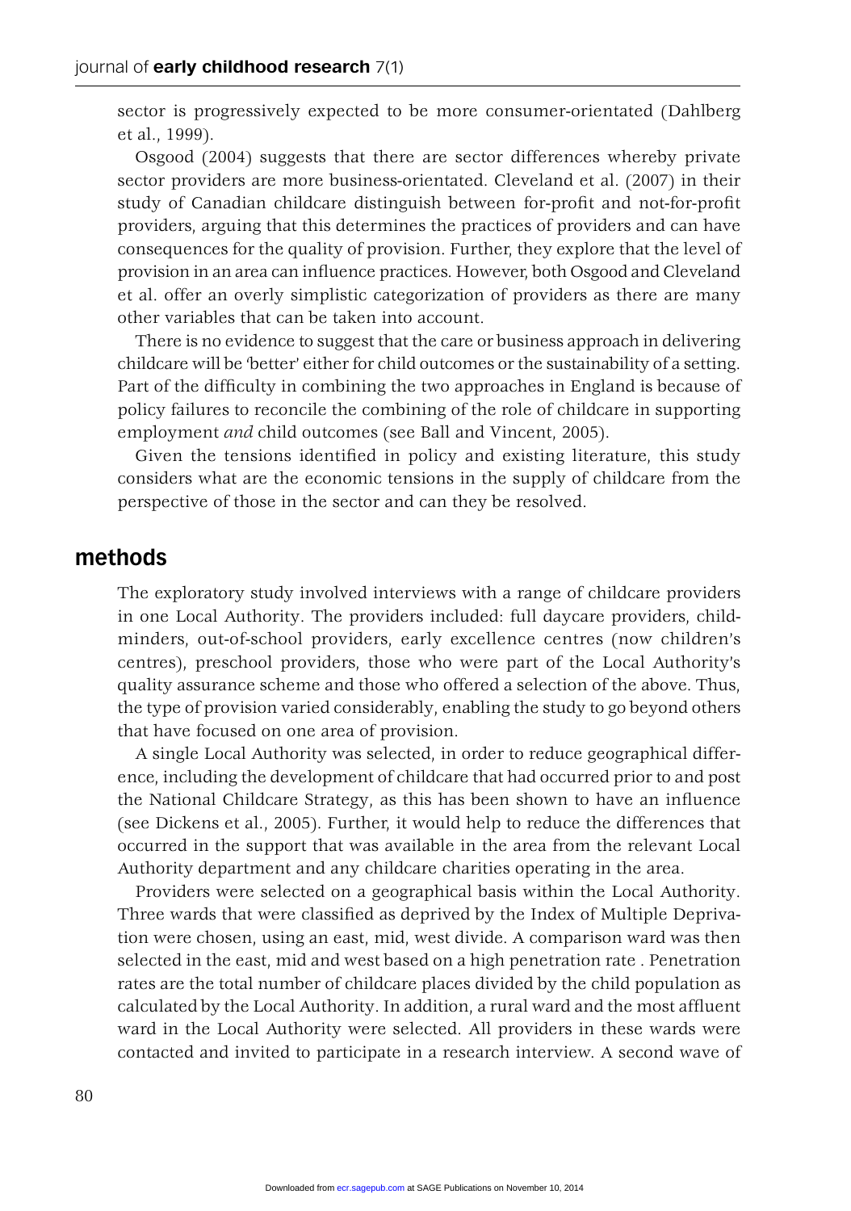sector is progressively expected to be more consumer-orientated (Dahlberg et al., 1999).

Osgood (2004) suggests that there are sector differences whereby private sector providers are more business-orientated. Cleveland et al. (2007) in their study of Canadian childcare distinguish between for-profit and not-for-profit providers, arguing that this determines the practices of providers and can have consequences for the quality of provision. Further, they explore that the level of provision in an area can influence practices. However, both Osgood and Cleveland et al. offer an overly simplistic categorization of providers as there are many other variables that can be taken into account.

There is no evidence to suggest that the care or business approach in delivering childcare will be 'better' either for child outcomes or the sustainability of a setting. Part of the difficulty in combining the two approaches in England is because of policy failures to reconcile the combining of the role of childcare in supporting employment *and* child outcomes (see Ball and Vincent, 2005).

Given the tensions identified in policy and existing literature, this study considers what are the economic tensions in the supply of childcare from the perspective of those in the sector and can they be resolved.

## methods

The exploratory study involved interviews with a range of childcare providers in one Local Authority. The providers included: full daycare providers, childminders, out-of-school providers, early excellence centres (now children's centres), preschool providers, those who were part of the Local Authority's quality assurance scheme and those who offered a selection of the above. Thus, the type of provision varied considerably, enabling the study to go beyond others that have focused on one area of provision.

A single Local Authority was selected, in order to reduce geographical difference, including the development of childcare that had occurred prior to and post the National Childcare Strategy, as this has been shown to have an influence (see Dickens et al., 2005). Further, it would help to reduce the differences that occurred in the support that was available in the area from the relevant Local Authority department and any childcare charities operating in the area.

Providers were selected on a geographical basis within the Local Authority. Three wards that were classified as deprived by the Index of Multiple Deprivation were chosen, using an east, mid, west divide. A comparison ward was then selected in the east, mid and west based on a high penetration rate . Penetration rates are the total number of childcare places divided by the child population as calculated by the Local Authority. In addition, a rural ward and the most affluent ward in the Local Authority were selected. All providers in these wards were contacted and invited to participate in a research interview. A second wave of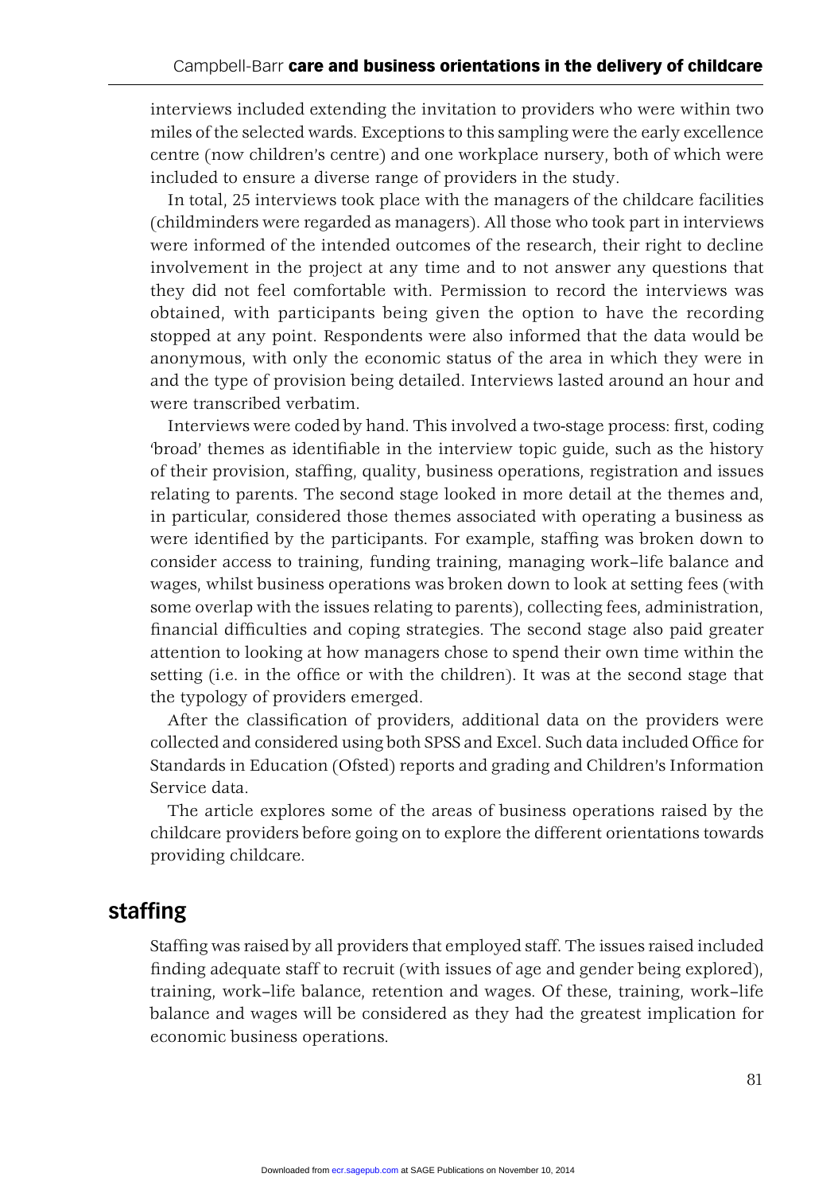interviews included extending the invitation to providers who were within two miles of the selected wards. Exceptions to this sampling were the early excellence centre (now children's centre) and one workplace nursery, both of which were included to ensure a diverse range of providers in the study.

In total, 25 interviews took place with the managers of the childcare facilities (childminders were regarded as managers). All those who took part in interviews were informed of the intended outcomes of the research, their right to decline involvement in the project at any time and to not answer any questions that they did not feel comfortable with. Permission to record the interviews was obtained, with participants being given the option to have the recording stopped at any point. Respondents were also informed that the data would be anonymous, with only the economic status of the area in which they were in and the type of provision being detailed. Interviews lasted around an hour and were transcribed verbatim.

Interviews were coded by hand. This involved a two-stage process: first, coding 'broad' themes as identifiable in the interview topic guide, such as the history of their provision, staffing, quality, business operations, registration and issues relating to parents. The second stage looked in more detail at the themes and, in particular, considered those themes associated with operating a business as were identified by the participants. For example, staffing was broken down to consider access to training, funding training, managing work–life balance and wages, whilst business operations was broken down to look at setting fees (with some overlap with the issues relating to parents), collecting fees, administration, financial difficulties and coping strategies. The second stage also paid greater attention to looking at how managers chose to spend their own time within the setting (i.e. in the office or with the children). It was at the second stage that the typology of providers emerged.

After the classification of providers, additional data on the providers were collected and considered using both SPSS and Excel. Such data included Office for Standards in Education (Ofsted) reports and grading and Children's Information Service data.

The article explores some of the areas of business operations raised by the childcare providers before going on to explore the different orientations towards providing childcare.

## staffing

Staffing was raised by all providers that employed staff. The issues raised included finding adequate staff to recruit (with issues of age and gender being explored), training, work–life balance, retention and wages. Of these, training, work–life balance and wages will be considered as they had the greatest implication for economic business operations.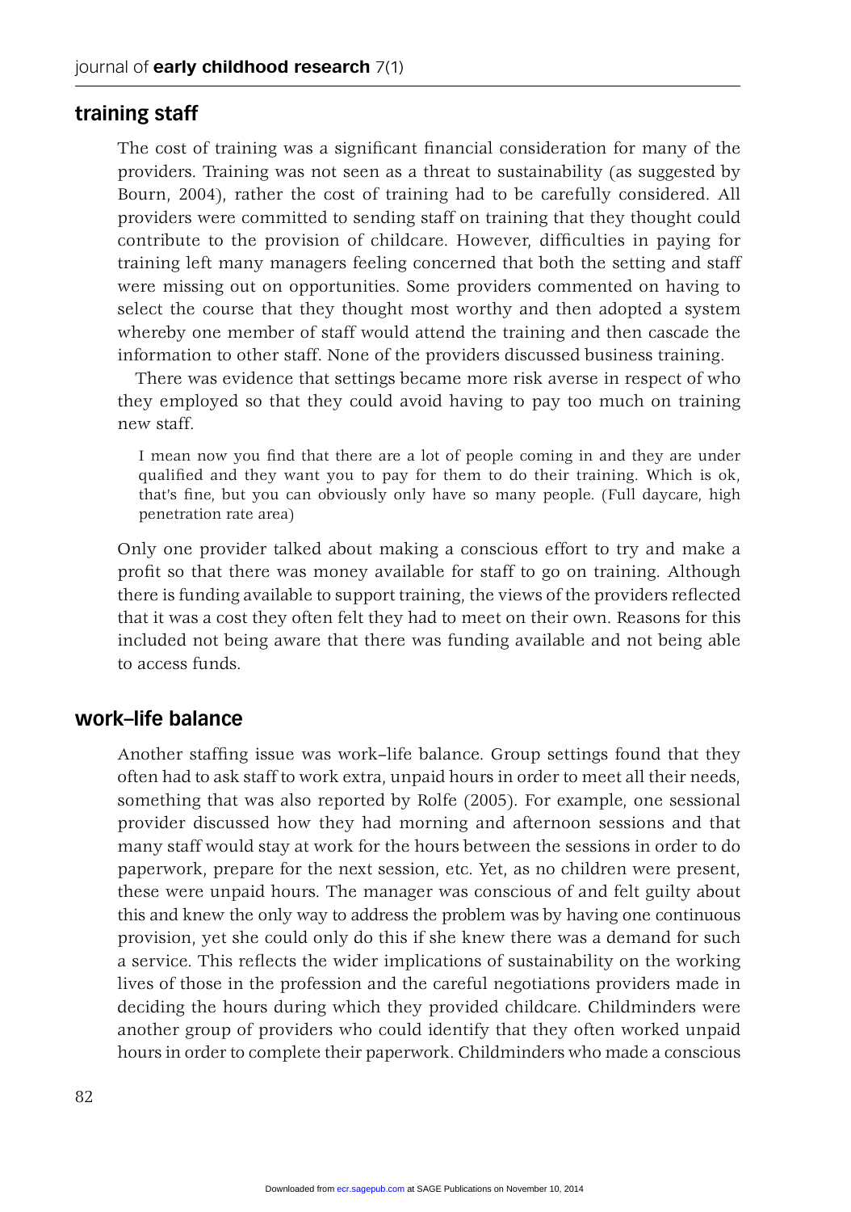## training staff

The cost of training was a significant financial consideration for many of the providers. Training was not seen as a threat to sustainability (as suggested by Bourn, 2004), rather the cost of training had to be carefully considered. All providers were committed to sending staff on training that they thought could contribute to the provision of childcare. However, difficulties in paying for training left many managers feeling concerned that both the setting and staff were missing out on opportunities. Some providers commented on having to select the course that they thought most worthy and then adopted a system whereby one member of staff would attend the training and then cascade the information to other staff. None of the providers discussed business training.

There was evidence that settings became more risk averse in respect of who they employed so that they could avoid having to pay too much on training new staff.

> I mean now you find that there are a lot of people coming in and they are under qualified and they want you to pay for them to do their training. Which is ok, that's fine, but you can obviously only have so many people. (Full daycare, high penetration rate area)

Only one provider talked about making a conscious effort to try and make a profit so that there was money available for staff to go on training. Although there is funding available to support training, the views of the providers reflected that it was a cost they often felt they had to meet on their own. Reasons for this included not being aware that there was funding available and not being able to access funds.

## work–life balance

Another staffing issue was work–life balance. Group settings found that they often had to ask staff to work extra, unpaid hours in order to meet all their needs, something that was also reported by Rolfe (2005). For example, one sessional provider discussed how they had morning and afternoon sessions and that many staff would stay at work for the hours between the sessions in order to do paperwork, prepare for the next session, etc. Yet, as no children were present, these were unpaid hours. The manager was conscious of and felt guilty about this and knew the only way to address the problem was by having one continuous provision, yet she could only do this if she knew there was a demand for such a service. This reflects the wider implications of sustainability on the working lives of those in the profession and the careful negotiations providers made in deciding the hours during which they provided childcare. Childminders were another group of providers who could identify that they often worked unpaid hours in order to complete their paperwork. Childminders who made a conscious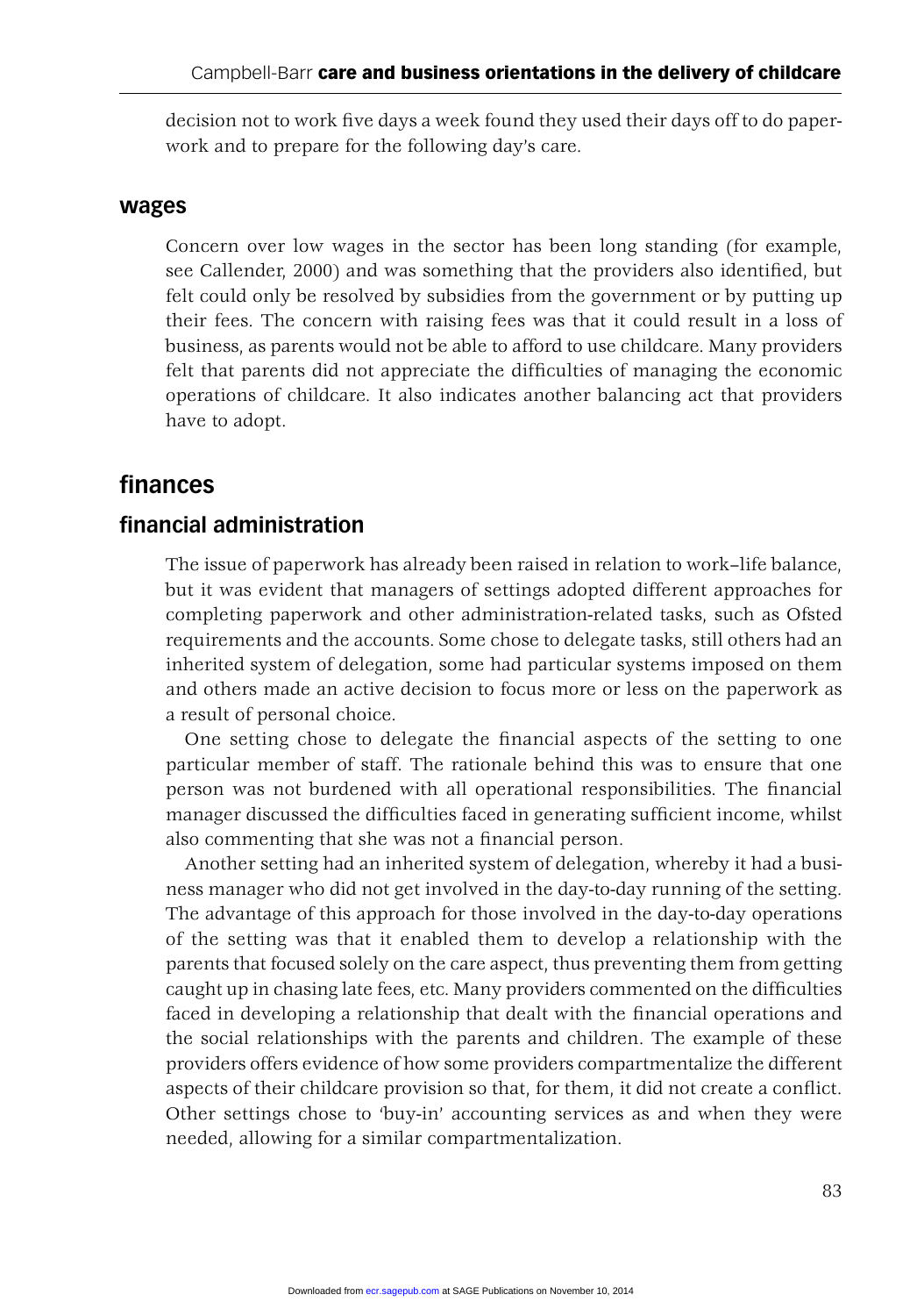decision not to work five days a week found they used their days off to do paperwork and to prepare for the following day's care.

### wages

Concern over low wages in the sector has been long standing (for example, see Callender, 2000) and was something that the providers also identified, but felt could only be resolved by subsidies from the government or by putting up their fees. The concern with raising fees was that it could result in a loss of business, as parents would not be able to afford to use childcare. Many providers felt that parents did not appreciate the difficulties of managing the economic operations of childcare. It also indicates another balancing act that providers have to adopt.

## finances

### financial administration

The issue of paperwork has already been raised in relation to work–life balance, but it was evident that managers of settings adopted different approaches for completing paperwork and other administration-related tasks, such as Ofsted requirements and the accounts. Some chose to delegate tasks, still others had an inherited system of delegation, some had particular systems imposed on them and others made an active decision to focus more or less on the paperwork as a result of personal choice.

One setting chose to delegate the financial aspects of the setting to one particular member of staff. The rationale behind this was to ensure that one person was not burdened with all operational responsibilities. The financial manager discussed the difficulties faced in generating sufficient income, whilst also commenting that she was not a financial person.

Another setting had an inherited system of delegation, whereby it had a business manager who did not get involved in the day-to-day running of the setting. The advantage of this approach for those involved in the day-to-day operations of the setting was that it enabled them to develop a relationship with the parents that focused solely on the care aspect, thus preventing them from getting caught up in chasing late fees, etc. Many providers commented on the difficulties faced in developing a relationship that dealt with the financial operations and the social relationships with the parents and children. The example of these providers offers evidence of how some providers compartmentalize the different aspects of their childcare provision so that, for them, it did not create a conflict. Other settings chose to 'buy-in' accounting services as and when they were needed, allowing for a similar compartmentalization.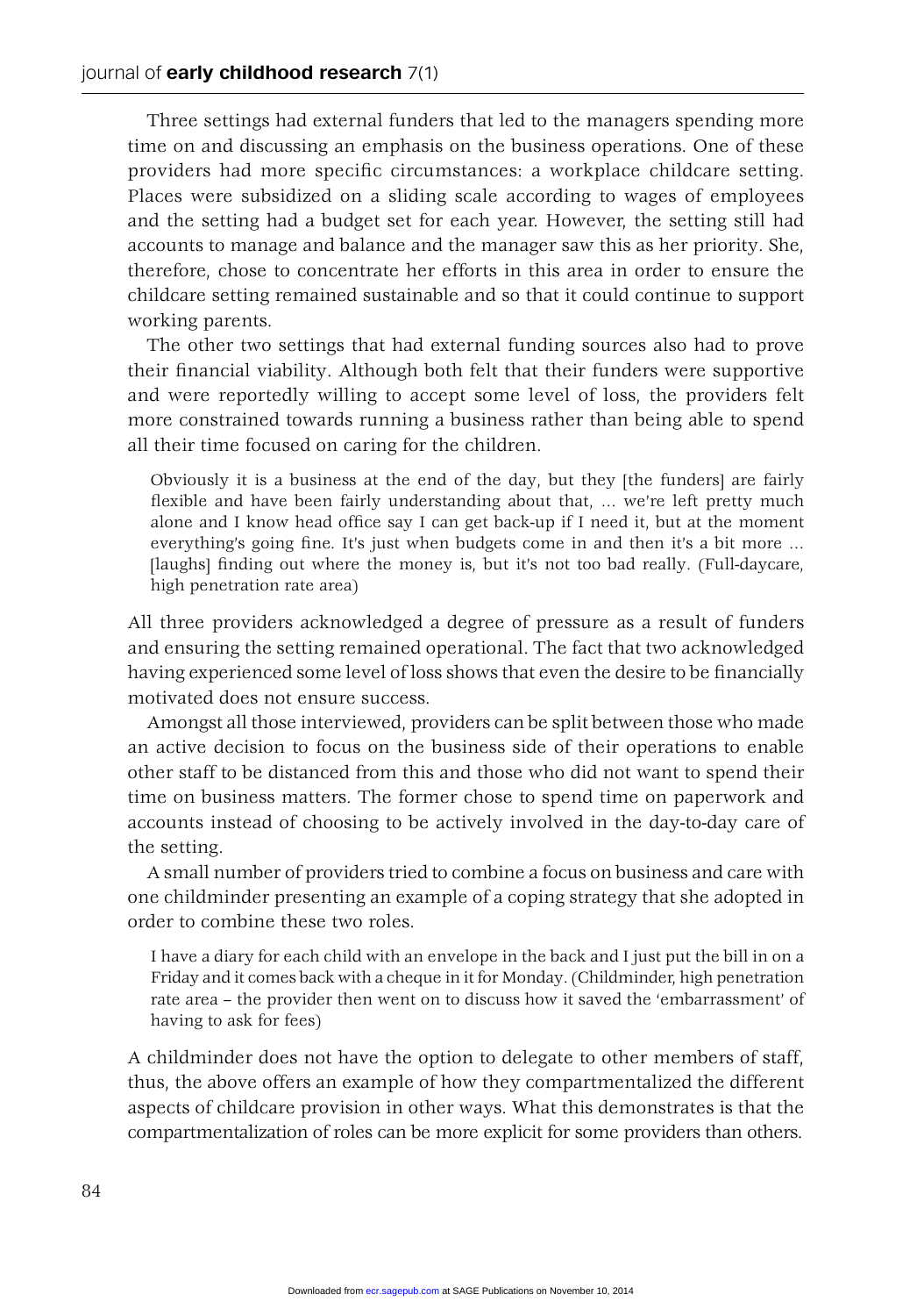Three settings had external funders that led to the managers spending more time on and discussing an emphasis on the business operations. One of these providers had more specific circumstances: a workplace childcare setting. Places were subsidized on a sliding scale according to wages of employees and the setting had a budget set for each year. However, the setting still had accounts to manage and balance and the manager saw this as her priority. She, therefore, chose to concentrate her efforts in this area in order to ensure the childcare setting remained sustainable and so that it could continue to support working parents.

The other two settings that had external funding sources also had to prove their financial viability. Although both felt that their funders were supportive and were reportedly willing to accept some level of loss, the providers felt more constrained towards running a business rather than being able to spend all their time focused on caring for the children.

> Obviously it is a business at the end of the day, but they [the funders] are fairly flexible and have been fairly understanding about that, … we're left pretty much alone and I know head office say I can get back-up if I need it, but at the moment everything's going fine. It's just when budgets come in and then it's a bit more … [laughs] finding out where the money is, but it's not too bad really. (Full-daycare, high penetration rate area)

All three providers acknowledged a degree of pressure as a result of funders and ensuring the setting remained operational. The fact that two acknowledged having experienced some level of loss shows that even the desire to be financially motivated does not ensure success.

Amongst all those interviewed, providers can be split between those who made an active decision to focus on the business side of their operations to enable other staff to be distanced from this and those who did not want to spend their time on business matters. The former chose to spend time on paperwork and accounts instead of choosing to be actively involved in the day-to-day care of the setting.

A small number of providers tried to combine a focus on business and care with one childminder presenting an example of a coping strategy that she adopted in order to combine these two roles.

> I have a diary for each child with an envelope in the back and I just put the bill in on a Friday and it comes back with a cheque in it for Monday. (Childminder, high penetration rate area – the provider then went on to discuss how it saved the 'embarrassment' of having to ask for fees)

A childminder does not have the option to delegate to other members of staff, thus, the above offers an example of how they compartmentalized the different aspects of childcare provision in other ways. What this demonstrates is that the compartmentalization of roles can be more explicit for some providers than others.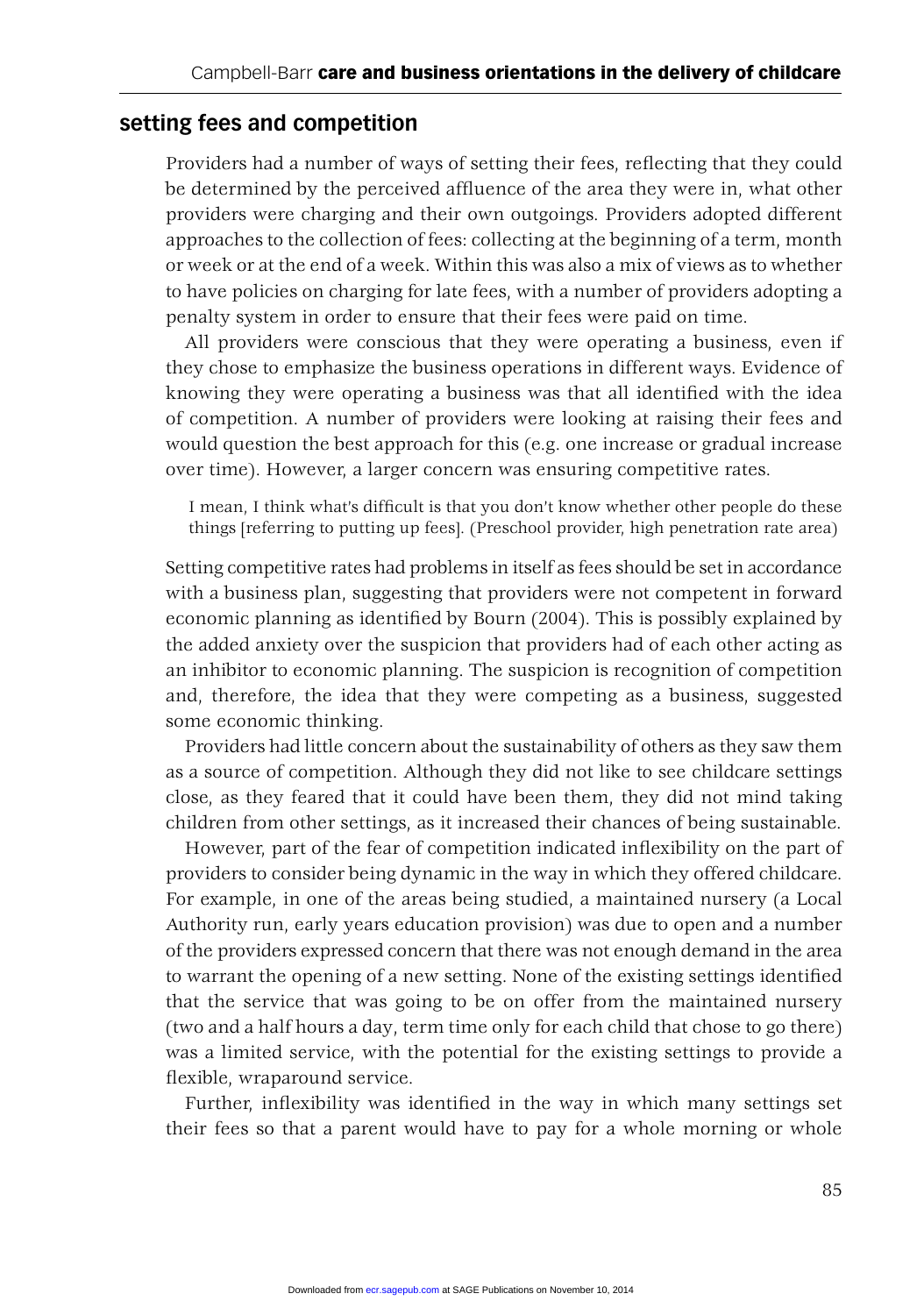## setting fees and competition

Providers had a number of ways of setting their fees, reflecting that they could be determined by the perceived affluence of the area they were in, what other providers were charging and their own outgoings. Providers adopted different approaches to the collection of fees: collecting at the beginning of a term, month or week or at the end of a week. Within this was also a mix of views as to whether to have policies on charging for late fees, with a number of providers adopting a penalty system in order to ensure that their fees were paid on time.

All providers were conscious that they were operating a business, even if they chose to emphasize the business operations in different ways. Evidence of knowing they were operating a business was that all identified with the idea of competition. A number of providers were looking at raising their fees and would question the best approach for this (e.g. one increase or gradual increase over time). However, a larger concern was ensuring competitive rates.

> I mean, I think what's difficult is that you don't know whether other people do these things [referring to putting up fees]. (Preschool provider, high penetration rate area)

Setting competitive rates had problems in itself as fees should be set in accordance with a business plan, suggesting that providers were not competent in forward economic planning as identified by Bourn (2004). This is possibly explained by the added anxiety over the suspicion that providers had of each other acting as an inhibitor to economic planning. The suspicion is recognition of competition and, therefore, the idea that they were competing as a business, suggested some economic thinking.

Providers had little concern about the sustainability of others as they saw them as a source of competition. Although they did not like to see childcare settings close, as they feared that it could have been them, they did not mind taking children from other settings, as it increased their chances of being sustainable.

However, part of the fear of competition indicated inflexibility on the part of providers to consider being dynamic in the way in which they offered childcare. For example, in one of the areas being studied, a maintained nursery (a Local Authority run, early years education provision) was due to open and a number of the providers expressed concern that there was not enough demand in the area to warrant the opening of a new setting. None of the existing settings identified that the service that was going to be on offer from the maintained nursery (two and a half hours a day, term time only for each child that chose to go there) was a limited service, with the potential for the existing settings to provide a flexible, wraparound service.

Further, inflexibility was identified in the way in which many settings set their fees so that a parent would have to pay for a whole morning or whole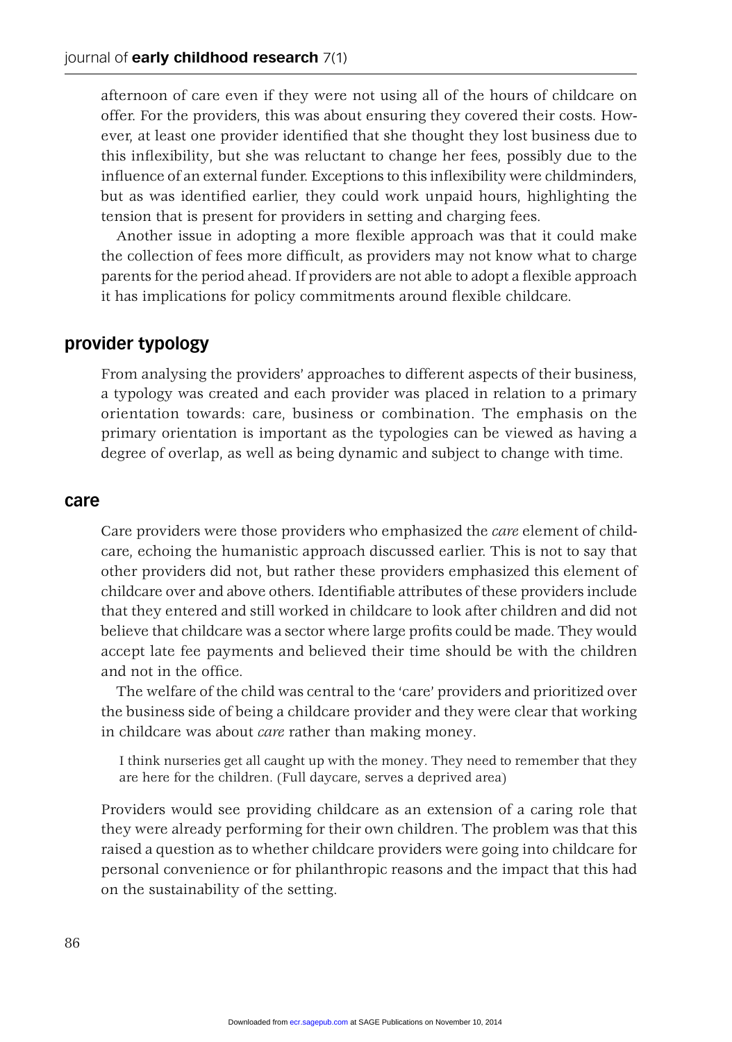afternoon of care even if they were not using all of the hours of childcare on offer. For the providers, this was about ensuring they covered their costs. However, at least one provider identified that she thought they lost business due to this inflexibility, but she was reluctant to change her fees, possibly due to the influence of an external funder. Exceptions to this inflexibility were childminders, but as was identified earlier, they could work unpaid hours, highlighting the tension that is present for providers in setting and charging fees.

Another issue in adopting a more flexible approach was that it could make the collection of fees more difficult, as providers may not know what to charge parents for the period ahead. If providers are not able to adopt a flexible approach it has implications for policy commitments around flexible childcare.

## provider typology

From analysing the providers' approaches to different aspects of their business, a typology was created and each provider was placed in relation to a primary orientation towards: care, business or combination. The emphasis on the primary orientation is important as the typologies can be viewed as having a degree of overlap, as well as being dynamic and subject to change with time.

### care

Care providers were those providers who emphasized the *care* element of childcare, echoing the humanistic approach discussed earlier. This is not to say that other providers did not, but rather these providers emphasized this element of childcare over and above others. Identifiable attributes of these providers include that they entered and still worked in childcare to look after children and did not believe that childcare was a sector where large profits could be made. They would accept late fee payments and believed their time should be with the children and not in the office.

The welfare of the child was central to the 'care' providers and prioritized over the business side of being a childcare provider and they were clear that working in childcare was about *care* rather than making money.

> I think nurseries get all caught up with the money. They need to remember that they are here for the children. (Full daycare, serves a deprived area)

Providers would see providing childcare as an extension of a caring role that they were already performing for their own children. The problem was that this raised a question as to whether childcare providers were going into childcare for personal convenience or for philanthropic reasons and the impact that this had on the sustainability of the setting.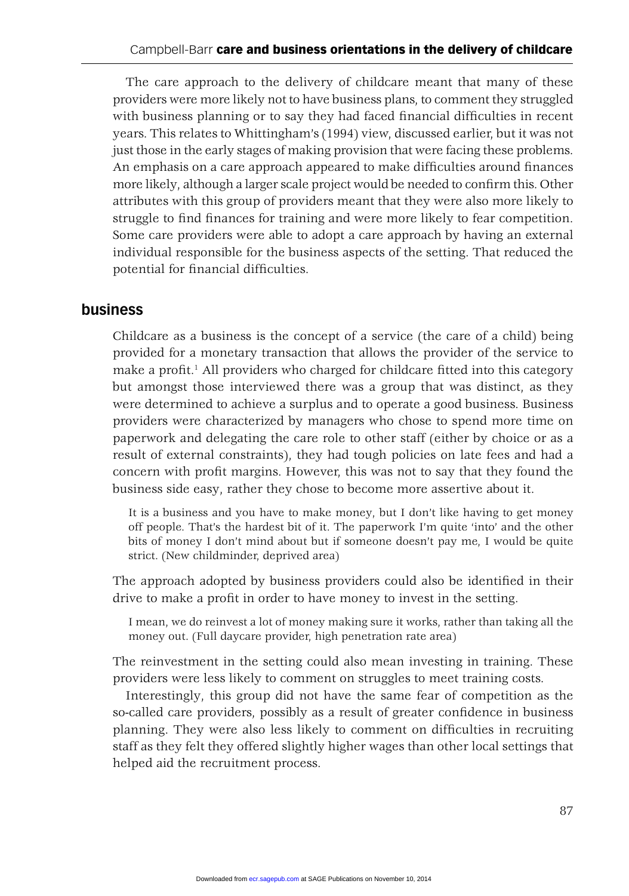The care approach to the delivery of childcare meant that many of these providers were more likely not to have business plans, to comment they struggled with business planning or to say they had faced financial difficulties in recent years. This relates to Whittingham's (1994) view, discussed earlier, but it was not just those in the early stages of making provision that were facing these problems. An emphasis on a care approach appeared to make difficulties around finances more likely, although a larger scale project would be needed to confirm this. Other attributes with this group of providers meant that they were also more likely to struggle to find finances for training and were more likely to fear competition. Some care providers were able to adopt a care approach by having an external individual responsible for the business aspects of the setting. That reduced the potential for financial difficulties.

## business

Childcare as a business is the concept of a service (the care of a child) being provided for a monetary transaction that allows the provider of the service to make a profit.[1] All providers who charged for childcare fitted into this category but amongst those interviewed there was a group that was distinct, as they were determined to achieve a surplus and to operate a good business. Business providers were characterized by managers who chose to spend more time on paperwork and delegating the care role to other staff (either by choice or as a result of external constraints), they had tough policies on late fees and had a concern with profit margins. However, this was not to say that they found the business side easy, rather they chose to become more assertive about it.

> It is a business and you have to make money, but I don't like having to get money off people. That's the hardest bit of it. The paperwork I'm quite 'into' and the other bits of money I don't mind about but if someone doesn't pay me, I would be quite strict. (New childminder, deprived area)

The approach adopted by business providers could also be identified in their drive to make a profit in order to have money to invest in the setting.

> I mean, we do reinvest a lot of money making sure it works, rather than taking all the money out. (Full daycare provider, high penetration rate area)

The reinvestment in the setting could also mean investing in training. These providers were less likely to comment on struggles to meet training costs.

Interestingly, this group did not have the same fear of competition as the so-called care providers, possibly as a result of greater confidence in business planning. They were also less likely to comment on difficulties in recruiting staff as they felt they offered slightly higher wages than other local settings that helped aid the recruitment process.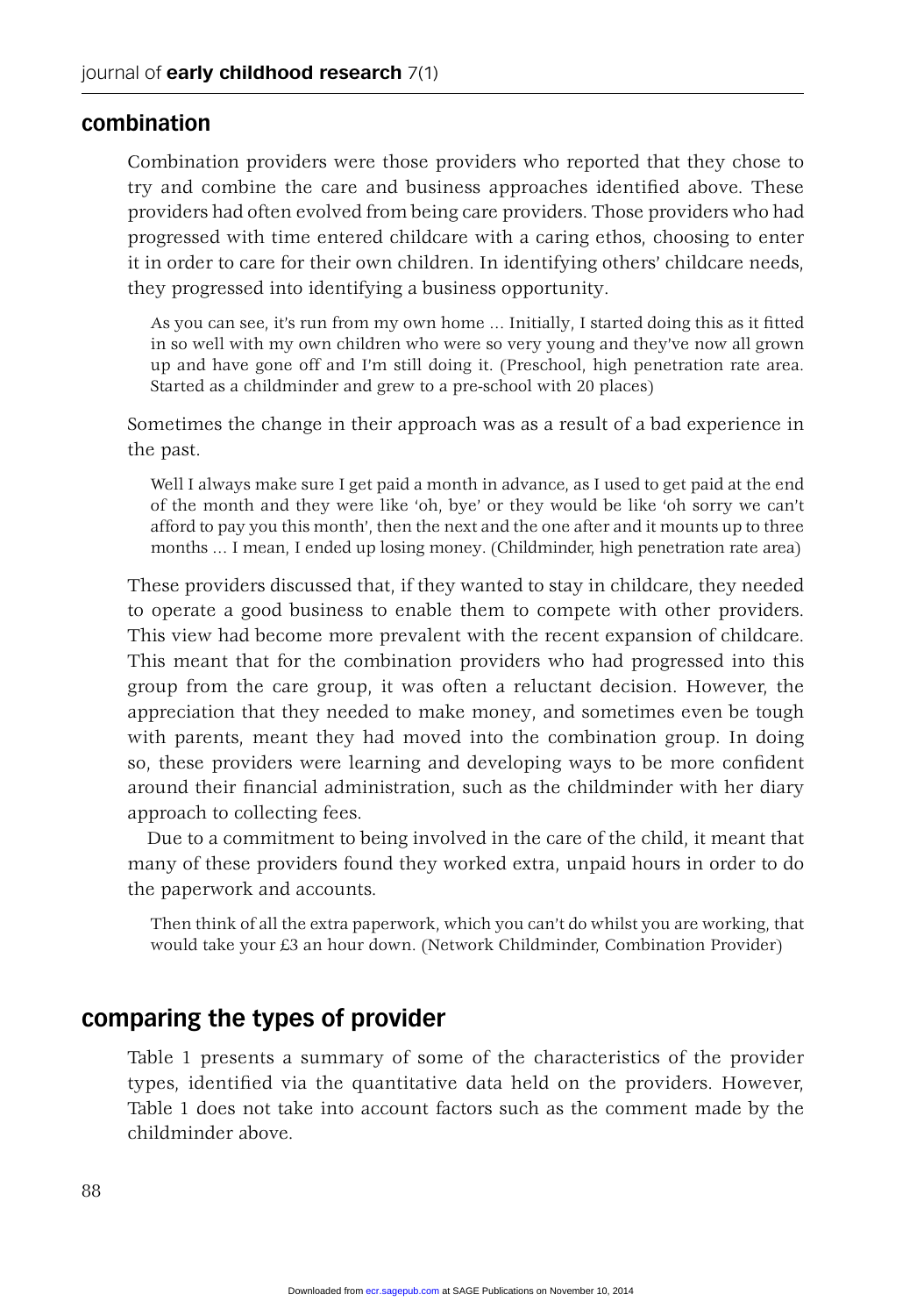## combination

Combination providers were those providers who reported that they chose to try and combine the care and business approaches identified above. These providers had often evolved from being care providers. Those providers who had progressed with time entered childcare with a caring ethos, choosing to enter it in order to care for their own children. In identifying others' childcare needs, they progressed into identifying a business opportunity.

> As you can see, it's run from my own home ... Initially, I started doing this as it fitted in so well with my own children who were so very young and they've now all grown up and have gone off and I'm still doing it. (Preschool, high penetration rate area. Started as a childminder and grew to a pre-school with 20 places)

Sometimes the change in their approach was as a result of a bad experience in the past.

> Well I always make sure I get paid a month in advance, as I used to get paid at the end of the month and they were like 'oh, bye' or they would be like 'oh sorry we can't afford to pay you this month', then the next and the one after and it mounts up to three months ... I mean, I ended up losing money. (Childminder, high penetration rate area)

These providers discussed that, if they wanted to stay in childcare, they needed to operate a good business to enable them to compete with other providers. This view had become more prevalent with the recent expansion of childcare. This meant that for the combination providers who had progressed into this group from the care group, it was often a reluctant decision. However, the appreciation that they needed to make money, and sometimes even be tough with parents, meant they had moved into the combination group. In doing so, these providers were learning and developing ways to be more confident around their financial administration, such as the childminder with her diary approach to collecting fees.

Due to a commitment to being involved in the care of the child, it meant that many of these providers found they worked extra, unpaid hours in order to do the paperwork and accounts.

> Then think of all the extra paperwork, which you can't do whilst you are working, that would take your £3 an hour down. (Network Childminder, Combination Provider)

## comparing the types of provider

Table 1 presents a summary of some of the characteristics of the provider types, identified via the quantitative data held on the providers. However, Table 1 does not take into account factors such as the comment made by the childminder above.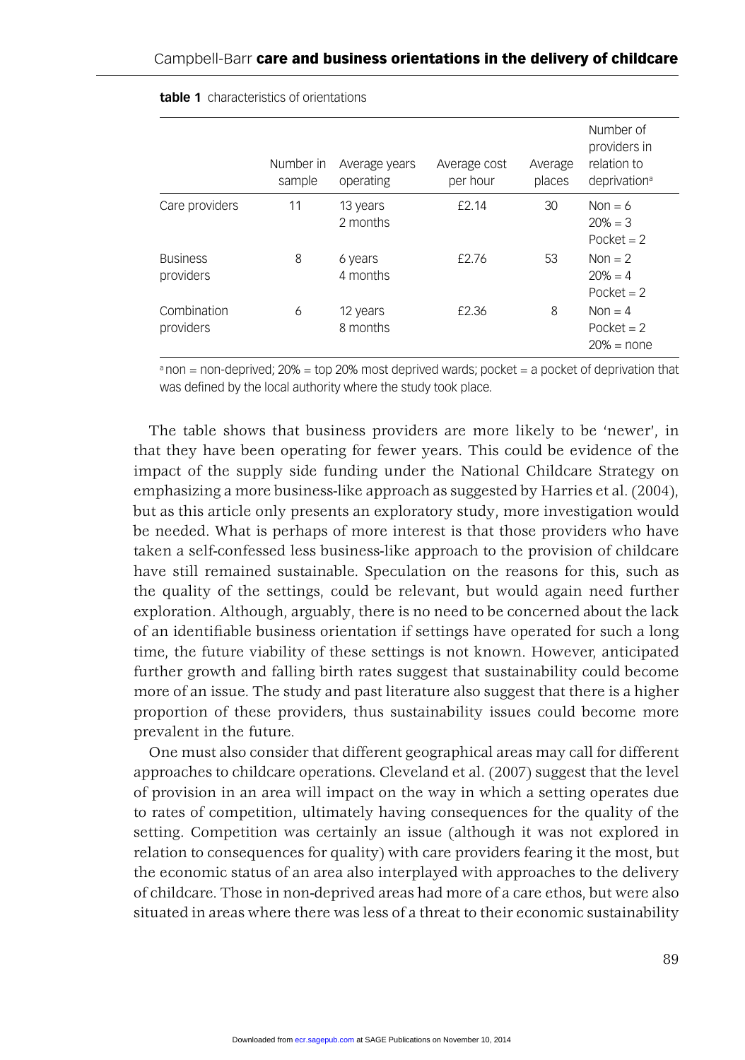**table 1** characteristics of orientations

| | Number in sample | Average years operating | Average cost per hour | Average places | Number of providers in relation to deprivation[a] |
|---|---|---|---|---|---|
| Care providers | 11 | 13 years 2 months | £2.14 | 30 | Non = 6<br>20% = 3<br>Pocket = 2 |
| Business providers | 8 | 6 years 4 months | £2.76 | 53 | Non = 2<br>20% = 4<br>Pocket = 2 |
| Combination providers | 6 | 12 years 8 months | £2.36 | 8 | Non = 4<br>Pocket = 2<br>20% = none |

[a] non = non-deprived; 20% = top 20% most deprived wards; pocket = a pocket of deprivation that was defined by the local authority where the study took place.

The table shows that business providers are more likely to be 'newer', in that they have been operating for fewer years. This could be evidence of the impact of the supply side funding under the National Childcare Strategy on emphasizing a more business-like approach as suggested by Harries et al. (2004), but as this article only presents an exploratory study, more investigation would be needed. What is perhaps of more interest is that those providers who have taken a self-confessed less business-like approach to the provision of childcare have still remained sustainable. Speculation on the reasons for this, such as the quality of the settings, could be relevant, but would again need further exploration. Although, arguably, there is no need to be concerned about the lack of an identifiable business orientation if settings have operated for such a long time, the future viability of these settings is not known. However, anticipated further growth and falling birth rates suggest that sustainability could become more of an issue. The study and past literature also suggest that there is a higher proportion of these providers, thus sustainability issues could become more prevalent in the future.

One must also consider that different geographical areas may call for different approaches to childcare operations. Cleveland et al. (2007) suggest that the level of provision in an area will impact on the way in which a setting operates due to rates of competition, ultimately having consequences for the quality of the setting. Competition was certainly an issue (although it was not explored in relation to consequences for quality) with care providers fearing it the most, but the economic status of an area also interplayed with approaches to the delivery of childcare. Those in non-deprived areas had more of a care ethos, but were also situated in areas where there was less of a threat to their economic sustainability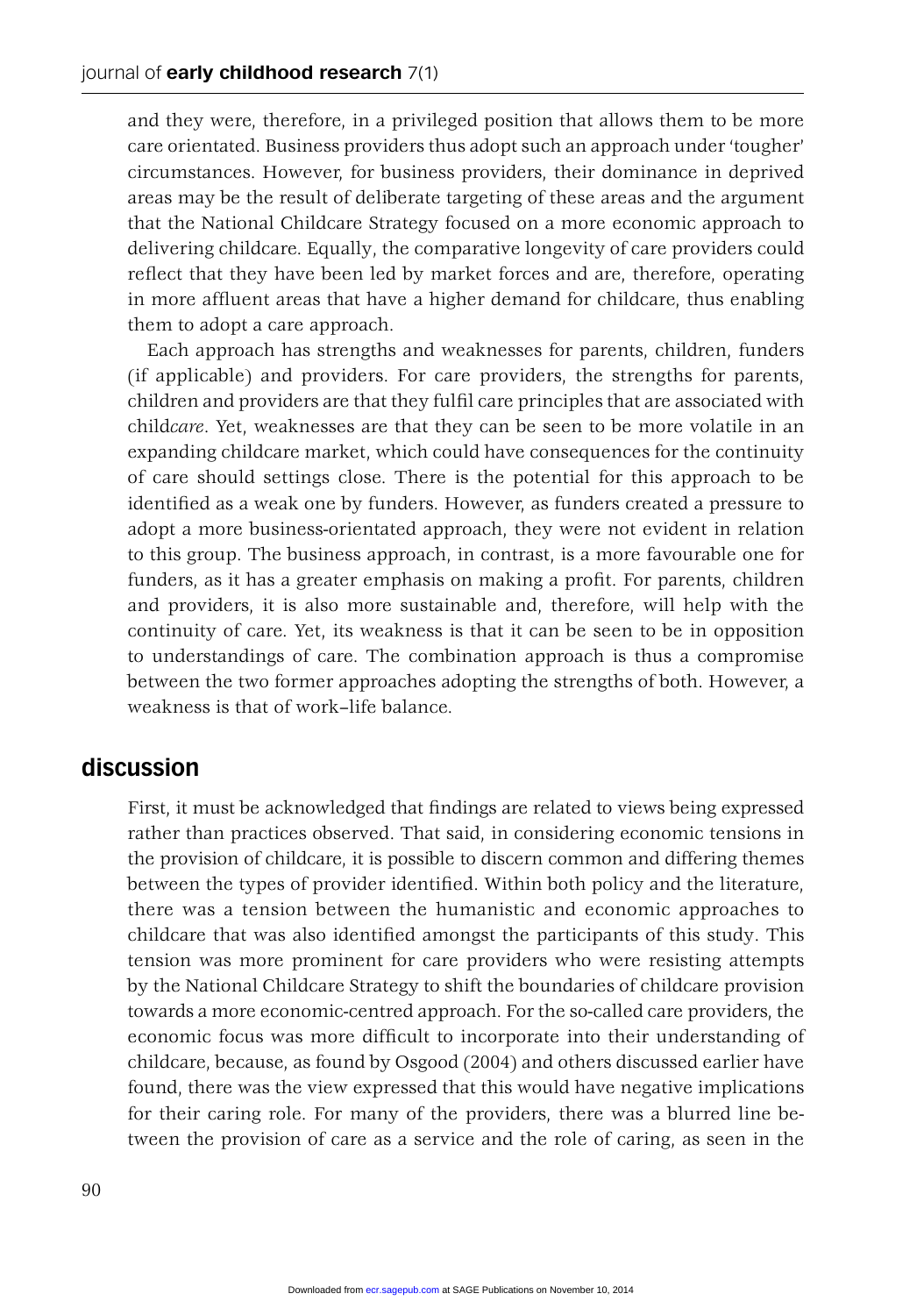and they were, therefore, in a privileged position that allows them to be more care orientated. Business providers thus adopt such an approach under 'tougher' circumstances. However, for business providers, their dominance in deprived areas may be the result of deliberate targeting of these areas and the argument that the National Childcare Strategy focused on a more economic approach to delivering childcare. Equally, the comparative longevity of care providers could reflect that they have been led by market forces and are, therefore, operating in more affluent areas that have a higher demand for childcare, thus enabling them to adopt a care approach.

Each approach has strengths and weaknesses for parents, children, funders (if applicable) and providers. For care providers, the strengths for parents, children and providers are that they fulfil care principles that are associated with child*care*. Yet, weaknesses are that they can be seen to be more volatile in an expanding childcare market, which could have consequences for the continuity of care should settings close. There is the potential for this approach to be identified as a weak one by funders. However, as funders created a pressure to adopt a more business-orientated approach, they were not evident in relation to this group. The business approach, in contrast, is a more favourable one for funders, as it has a greater emphasis on making a profit. For parents, children and providers, it is also more sustainable and, therefore, will help with the continuity of care. Yet, its weakness is that it can be seen to be in opposition to understandings of care. The combination approach is thus a compromise between the two former approaches adopting the strengths of both. However, a weakness is that of work–life balance.

## discussion

First, it must be acknowledged that findings are related to views being expressed rather than practices observed. That said, in considering economic tensions in the provision of childcare, it is possible to discern common and differing themes between the types of provider identified. Within both policy and the literature, there was a tension between the humanistic and economic approaches to childcare that was also identified amongst the participants of this study. This tension was more prominent for care providers who were resisting attempts by the National Childcare Strategy to shift the boundaries of childcare provision towards a more economic-centred approach. For the so-called care providers, the economic focus was more difficult to incorporate into their understanding of childcare, because, as found by Osgood (2004) and others discussed earlier have found, there was the view expressed that this would have negative implications for their caring role. For many of the providers, there was a blurred line between the provision of care as a service and the role of caring, as seen in the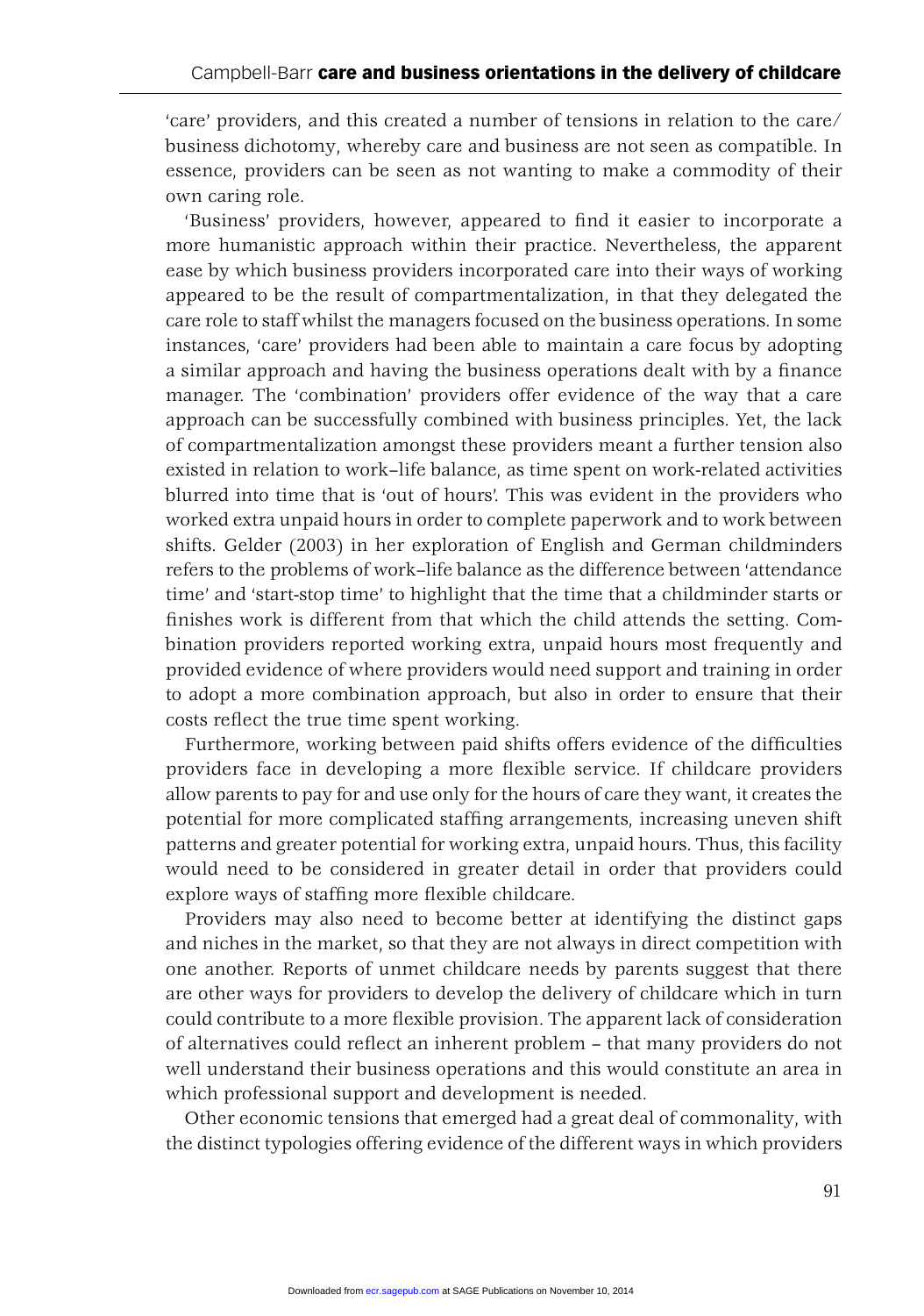'care' providers, and this created a number of tensions in relation to the care/business dichotomy, whereby care and business are not seen as compatible. In essence, providers can be seen as not wanting to make a commodity of their own caring role.

'Business' providers, however, appeared to find it easier to incorporate a more humanistic approach within their practice. Nevertheless, the apparent ease by which business providers incorporated care into their ways of working appeared to be the result of compartmentalization, in that they delegated the care role to staff whilst the managers focused on the business operations. In some instances, 'care' providers had been able to maintain a care focus by adopting a similar approach and having the business operations dealt with by a finance manager. The 'combination' providers offer evidence of the way that a care approach can be successfully combined with business principles. Yet, the lack of compartmentalization amongst these providers meant a further tension also existed in relation to work–life balance, as time spent on work-related activities blurred into time that is 'out of hours'. This was evident in the providers who worked extra unpaid hours in order to complete paperwork and to work between shifts. Gelder (2003) in her exploration of English and German childminders refers to the problems of work–life balance as the difference between 'attendance time' and 'start-stop time' to highlight that the time that a childminder starts or finishes work is different from that which the child attends the setting. Combination providers reported working extra, unpaid hours most frequently and provided evidence of where providers would need support and training in order to adopt a more combination approach, but also in order to ensure that their costs reflect the true time spent working.

Furthermore, working between paid shifts offers evidence of the difficulties providers face in developing a more flexible service. If childcare providers allow parents to pay for and use only for the hours of care they want, it creates the potential for more complicated staffing arrangements, increasing uneven shift patterns and greater potential for working extra, unpaid hours. Thus, this facility would need to be considered in greater detail in order that providers could explore ways of staffing more flexible childcare.

Providers may also need to become better at identifying the distinct gaps and niches in the market, so that they are not always in direct competition with one another. Reports of unmet childcare needs by parents suggest that there are other ways for providers to develop the delivery of childcare which in turn could contribute to a more flexible provision. The apparent lack of consideration of alternatives could reflect an inherent problem – that many providers do not well understand their business operations and this would constitute an area in which professional support and development is needed.

Other economic tensions that emerged had a great deal of commonality, with the distinct typologies offering evidence of the different ways in which providers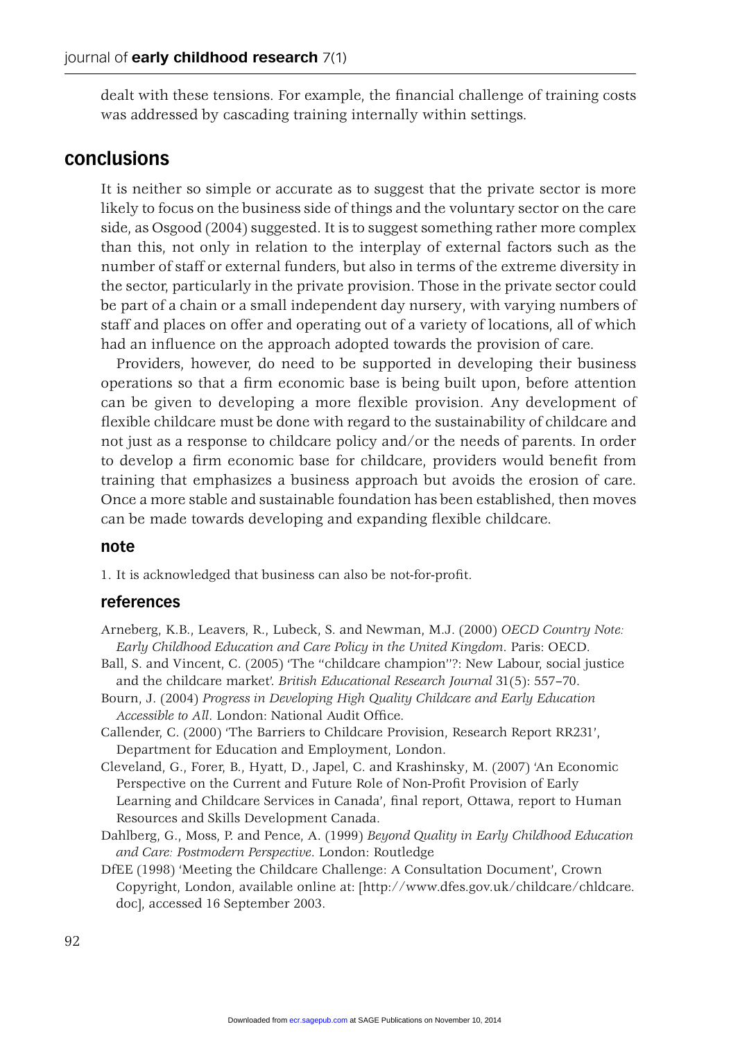dealt with these tensions. For example, the financial challenge of training costs was addressed by cascading training internally within settings.

## conclusions

It is neither so simple or accurate as to suggest that the private sector is more likely to focus on the business side of things and the voluntary sector on the care side, as Osgood (2004) suggested. It is to suggest something rather more complex than this, not only in relation to the interplay of external factors such as the number of staff or external funders, but also in terms of the extreme diversity in the sector, particularly in the private provision. Those in the private sector could be part of a chain or a small independent day nursery, with varying numbers of staff and places on offer and operating out of a variety of locations, all of which had an influence on the approach adopted towards the provision of care.

Providers, however, do need to be supported in developing their business operations so that a firm economic base is being built upon, before attention can be given to developing a more flexible provision. Any development of flexible childcare must be done with regard to the sustainability of childcare and not just as a response to childcare policy and/or the needs of parents. In order to develop a firm economic base for childcare, providers would benefit from training that emphasizes a business approach but avoids the erosion of care. Once a more stable and sustainable foundation has been established, then moves can be made towards developing and expanding flexible childcare.

### note

1. It is acknowledged that business can also be not-for-profit.

### references

Arneberg, K.B., Leavers, R., Lubeck, S. and Newman, M.J. (2000) *OECD Country Note: Early Childhood Education and Care Policy in the United Kingdom*. Paris: OECD.

Ball, S. and Vincent, C. (2005) 'The "childcare champion"?: New Labour, social justice and the childcare market'. *British Educational Research Journal* 31(5): 557–70.

Bourn, J. (2004) *Progress in Developing High Quality Childcare and Early Education Accessible to All*. London: National Audit Office.

Callender, C. (2000) 'The Barriers to Childcare Provision, Research Report RR231', Department for Education and Employment, London.

Cleveland, G., Forer, B., Hyatt, D., Japel, C. and Krashinsky, M. (2007) 'An Economic Perspective on the Current and Future Role of Non-Profit Provision of Early Learning and Childcare Services in Canada', final report, Ottawa, report to Human Resources and Skills Development Canada.

Dahlberg, G., Moss, P. and Pence, A. (1999) *Beyond Quality in Early Childhood Education and Care: Postmodern Perspective*. London: Routledge

DfEE (1998) 'Meeting the Childcare Challenge: A Consultation Document', Crown Copyright, London, available online at: [http://www.dfes.gov.uk/childcare/chldcare.doc], accessed 16 September 2003.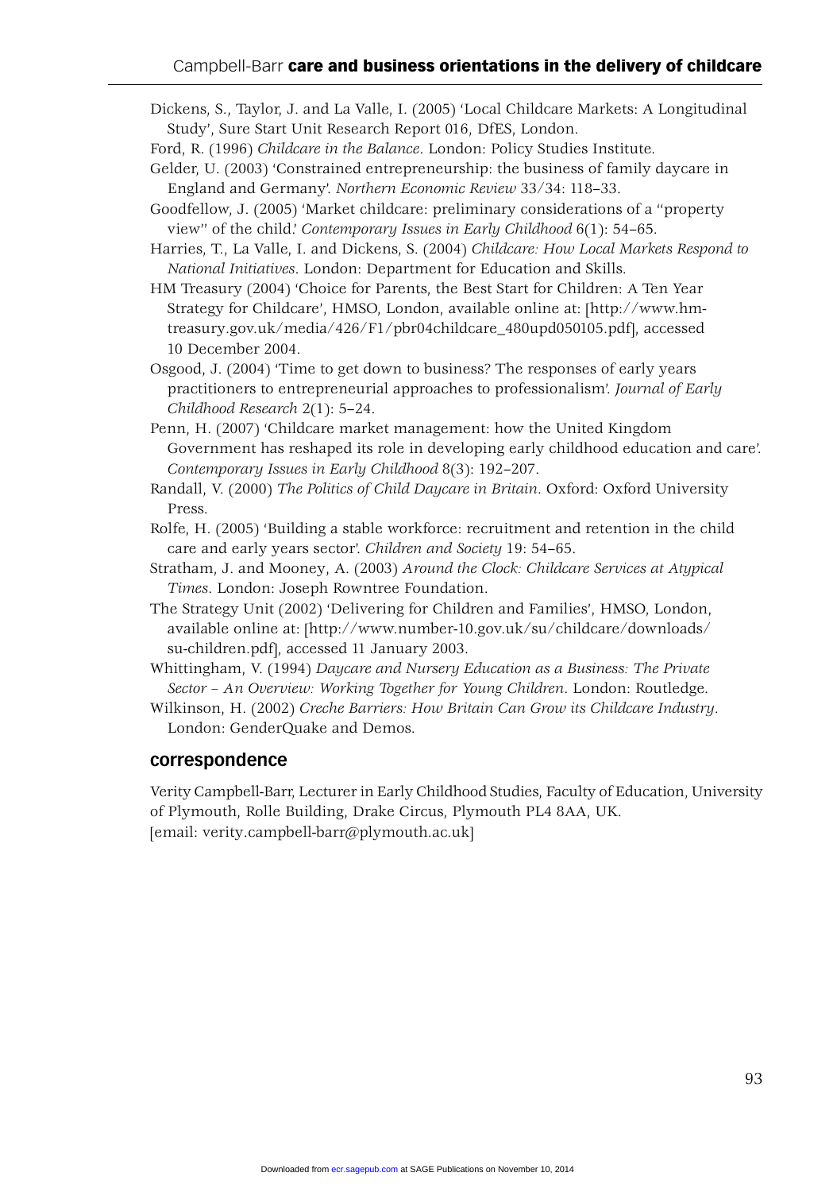Dickens, S., Taylor, J. and La Valle, I. (2005) 'Local Childcare Markets: A Longitudinal Study', Sure Start Unit Research Report 016, DfES, London.

Ford, R. (1996) *Childcare in the Balance*. London: Policy Studies Institute.

Gelder, U. (2003) 'Constrained entrepreneurship: the business of family daycare in England and Germany'. *Northern Economic Review* 33/34: 118–33.

Goodfellow, J. (2005) 'Market childcare: preliminary considerations of a ''property view'' of the child.' *Contemporary Issues in Early Childhood* 6(1): 54–65.

Harries, T., La Valle, I. and Dickens, S. (2004) *Childcare: How Local Markets Respond to National Initiatives*. London: Department for Education and Skills.

HM Treasury (2004) 'Choice for Parents, the Best Start for Children: A Ten Year Strategy for Childcare', HMSO, London, available online at: [http://www.hm-treasury.gov.uk/media/426/F1/pbr04childcare_480upd050105.pdf], accessed 10 December 2004.

Osgood, J. (2004) 'Time to get down to business? The responses of early years practitioners to entrepreneurial approaches to professionalism'. *Journal of Early Childhood Research* 2(1): 5–24.

Penn, H. (2007) 'Childcare market management: how the United Kingdom Government has reshaped its role in developing early childhood education and care'. *Contemporary Issues in Early Childhood* 8(3): 192–207.

Randall, V. (2000) *The Politics of Child Daycare in Britain*. Oxford: Oxford University Press.

Rolfe, H. (2005) 'Building a stable workforce: recruitment and retention in the child care and early years sector'. *Children and Society* 19: 54–65.

Stratham, J. and Mooney, A. (2003) *Around the Clock: Childcare Services at Atypical Times*. London: Joseph Rowntree Foundation.

The Strategy Unit (2002) 'Delivering for Children and Families', HMSO, London, available online at: [http://www.number-10.gov.uk/su/childcare/downloads/su-children.pdf], accessed 11 January 2003.

Whittingham, V. (1994) *Daycare and Nursery Education as a Business: The Private Sector – An Overview: Working Together for Young Children*. London: Routledge.

Wilkinson, H. (2002) *Creche Barriers: How Britain Can Grow its Childcare Industry*. London: GenderQuake and Demos.

## correspondence

Verity Campbell-Barr, Lecturer in Early Childhood Studies, Faculty of Education, University of Plymouth, Rolle Building, Drake Circus, Plymouth PL4 8AA, UK.
[email: verity.campbell-barr@plymouth.ac.uk]